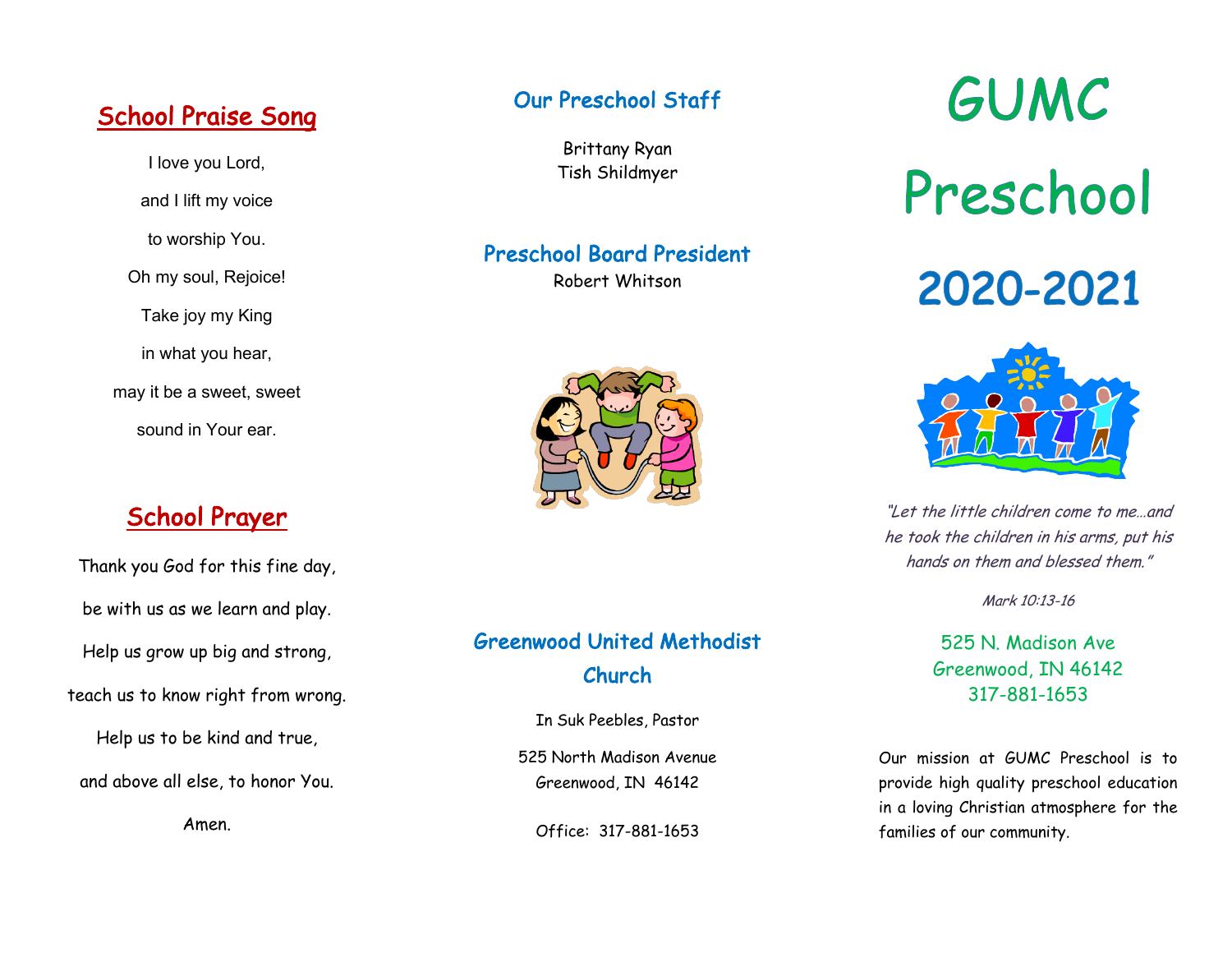## School Praise Song

I love you Lord,

and I lift my voice

to worship You.

Oh my soul, Rejoice!

Take joy my King

in what you hear,

may it be a sweet, sweet

sound in Your ear.

## School Prayer

Thank you God for this fine day,

be with us as we learn and play.

Help us grow up big and strong,

teach us to know right from wrong.

Help us to be kind and true,

and above all else, to honor You.

Amen.

## Our Preschool Staff

Brittany Ryan
Tish Shildmyer

## Preschool Board President

Robert Whitson

## Greenwood United Methodist Church

In Suk Peebles, Pastor

525 North Madison Avenue
Greenwood, IN 46142

Office: 317-881-1653

# GUMC Preschool

# 2020-2021

*"Let the little children come to me…and he took the children in his arms, put his hands on them and blessed them."*

*Mark 10:13-16*

525 N. Madison Ave
Greenwood, IN 46142
317-881-1653

Our mission at GUMC Preschool is to provide high quality preschool education in a loving Christian atmosphere for the families of our community.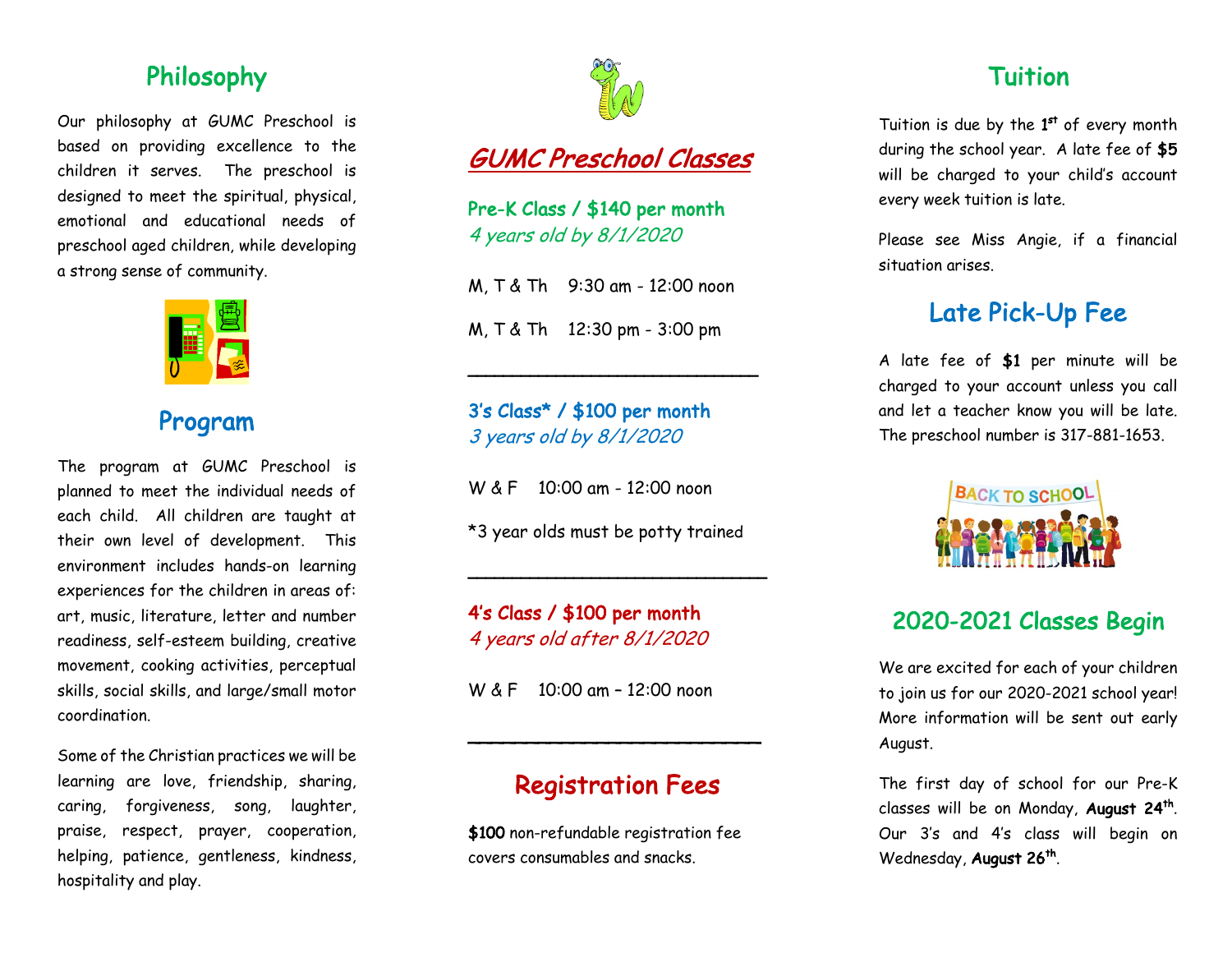## Philosophy

Our philosophy at GUMC Preschool is based on providing excellence to the children it serves. The preschool is designed to meet the spiritual, physical, emotional and educational needs of preschool aged children, while developing a strong sense of community.

## Program

The program at GUMC Preschool is planned to meet the individual needs of each child. All children are taught at their own level of development. This environment includes hands-on learning experiences for the children in areas of: art, music, literature, letter and number readiness, self-esteem building, creative movement, cooking activities, perceptual skills, social skills, and large/small motor coordination.

Some of the Christian practices we will be learning are love, friendship, sharing, caring, forgiveness, song, laughter, praise, respect, prayer, cooperation, helping, patience, gentleness, kindness, hospitality and play.

## GUMC Preschool Classes

### Pre-K Class / $140 per month

*4 years old by 8/1/2020*

M, T & Th    9:30 am - 12:00 noon

M, T & Th    12:30 pm - 3:00 pm

---

### 3's Class* / $100 per month

*3 years old by 8/1/2020*

W & F    10:00 am - 12:00 noon

*3 year olds must be potty trained

---

### 4's Class / $100 per month

*4 years old after 8/1/2020*

W & F    10:00 am – 12:00 noon

---

## Registration Fees

**$100** non-refundable registration fee covers consumables and snacks.

## Tuition

Tuition is due by the 1st of every month during the school year. A late fee of **$5** will be charged to your child's account every week tuition is late.

Please see Miss Angie, if a financial situation arises.

## Late Pick-Up Fee

A late fee of **$1** per minute will be charged to your account unless you call and let a teacher know you will be late. The preschool number is 317-881-1653.

## 2020-2021 Classes Begin

We are excited for each of your children to join us for our 2020-2021 school year! More information will be sent out early August.

The first day of school for our Pre-K classes will be on Monday, **August 24th**. Our 3's and 4's class will begin on Wednesday, **August 26th**.